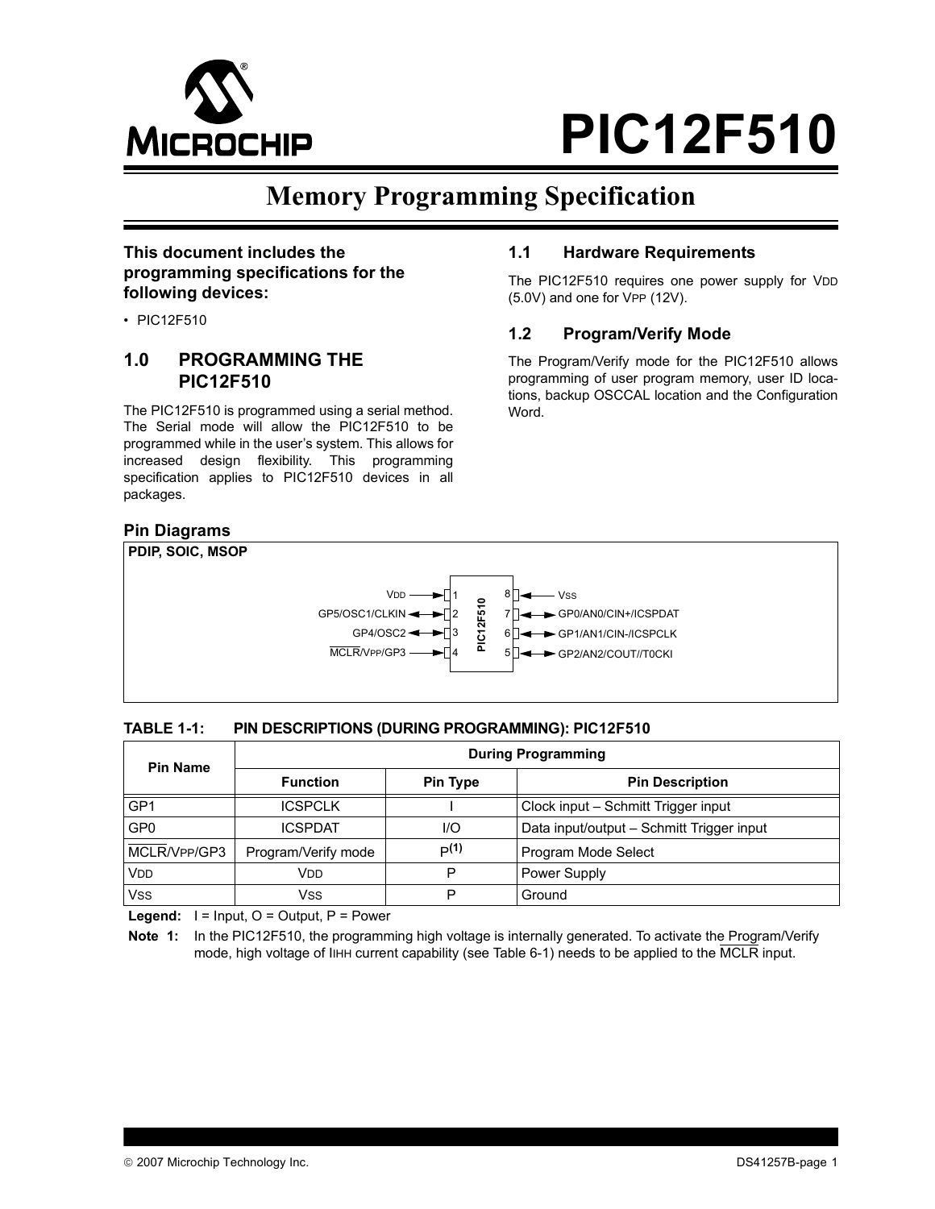# PIC12F510

## Memory Programming Specification

**This document includes the programming specifications for the following devices:**

- PIC12F510

## 1.0 PROGRAMMING THE PIC12F510

The PIC12F510 is programmed using a serial method. The Serial mode will allow the PIC12F510 to be programmed while in the user's system. This allows for increased design flexibility. This programming specification applies to PIC12F510 devices in all packages.

### 1.1 Hardware Requirements

The PIC12F510 requires one power supply for VDD (5.0V) and one for VPP (12V).

### 1.2 Program/Verify Mode

The Program/Verify mode for the PIC12F510 allows programming of user program memory, user ID locations, backup OSCCAL location and the Configuration Word.

### Pin Diagrams

**PDIP, SOIC, MSOP**

| Pin Name | Pin | PIC12F510 | Pin | Pin Name |
|---|---|---|---|---|
| VDD | 1 | | 8 | VSS |
| GP5/OSC1/CLKIN | 2 | | 7 | GP0/AN0/CIN+/ICSPDAT |
| GP4/OSC2 | 3 | | 6 | GP1/AN1/CIN-/ICSPCLK |
| MCLR/VPP/GP3 | 4 | | 5 | GP2/AN2/COUT//T0CKI |

**TABLE 1-1: PIN DESCRIPTIONS (DURING PROGRAMMING): PIC12F510**

| Pin Name | During Programming | | |
|---|---|---|---|
| | **Function** | **Pin Type** | **Pin Description** |
| GP1 | ICSPCLK | I | Clock input – Schmitt Trigger input |
| GP0 | ICSPDAT | I/O | Data input/output – Schmitt Trigger input |
| MCLR/VPP/GP3 | Program/Verify mode | P[(1)] | Program Mode Select |
| VDD | VDD | P | Power Supply |
| VSS | VSS | P | Ground |

**Legend:** I = Input, O = Output, P = Power

**Note 1:** In the PIC12F510, the programming high voltage is internally generated. To activate the Program/Verify mode, high voltage of IIHH current capability (see Table 6-1) needs to be applied to the MCLR input.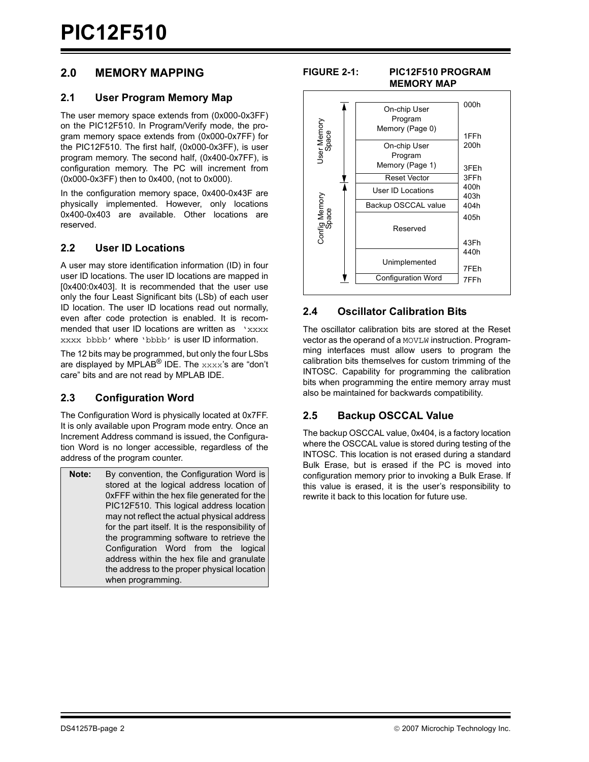# 2.0 MEMORY MAPPING

## 2.1 User Program Memory Map

The user memory space extends from (0x000-0x3FF) on the PIC12F510. In Program/Verify mode, the program memory space extends from (0x000-0x7FF) for the PIC12F510. The first half, (0x000-0x3FF), is user program memory. The second half, (0x400-0x7FF), is configuration memory. The PC will increment from (0x000-0x3FF) then to 0x400, (not to 0x000).

In the configuration memory space, 0x400-0x43F are physically implemented. However, only locations 0x400-0x403 are available. Other locations are reserved.

## 2.2 User ID Locations

A user may store identification information (ID) in four user ID locations. The user ID locations are mapped in [0x400:0x403]. It is recommended that the user use only the four Least Significant bits (LSb) of each user ID location. The user ID locations read out normally, even after code protection is enabled. It is recommended that user ID locations are written as `'xxxx xxxx bbbb'` where `'bbbb'` is user ID information.

The 12 bits may be programmed, but only the four LSbs are displayed by MPLAB® IDE. The `xxxx`'s are "don't care" bits and are not read by MPLAB IDE.

## 2.3 Configuration Word

The Configuration Word is physically located at 0x7FF. It is only available upon Program mode entry. Once an Increment Address command is issued, the Configuration Word is no longer accessible, regardless of the address of the program counter.

| **Note:** | By convention, the Configuration Word is stored at the logical address location of 0xFFF within the hex file generated for the PIC12F510. This logical address location may not reflect the actual physical address for the part itself. It is the responsibility of the programming software to retrieve the Configuration Word from the logical address within the hex file and granulate the address to the proper physical location when programming. |
|---|---|

**FIGURE 2-1: PIC12F510 PROGRAM MEMORY MAP**

| Space | Region | Address |
|---|---|---|
| User Memory Space | On-chip User Program Memory (Page 0) | 000h – 1FFh |
| | On-chip User Program Memory (Page 1) | 200h – 3FEh |
| | Reset Vector | 3FFh |
| Config Memory Space | User ID Locations | 400h – 403h |
| | Backup OSCCAL value | 404h |
| | Reserved | 405h – 43Fh |
| | Unimplemented | 440h – 7FEh |
| | Configuration Word | 7FFh |

## 2.4 Oscillator Calibration Bits

The oscillator calibration bits are stored at the Reset vector as the operand of a `MOVLW` instruction. Programming interfaces must allow users to program the calibration bits themselves for custom trimming of the INTOSC. Capability for programming the calibration bits when programming the entire memory array must also be maintained for backwards compatibility.

## 2.5 Backup OSCCAL Value

The backup OSCCAL value, 0x404, is a factory location where the OSCCAL value is stored during testing of the INTOSC. This location is not erased during a standard Bulk Erase, but is erased if the PC is moved into configuration memory prior to invoking a Bulk Erase. If this value is erased, it is the user's responsibility to rewrite it back to this location for future use.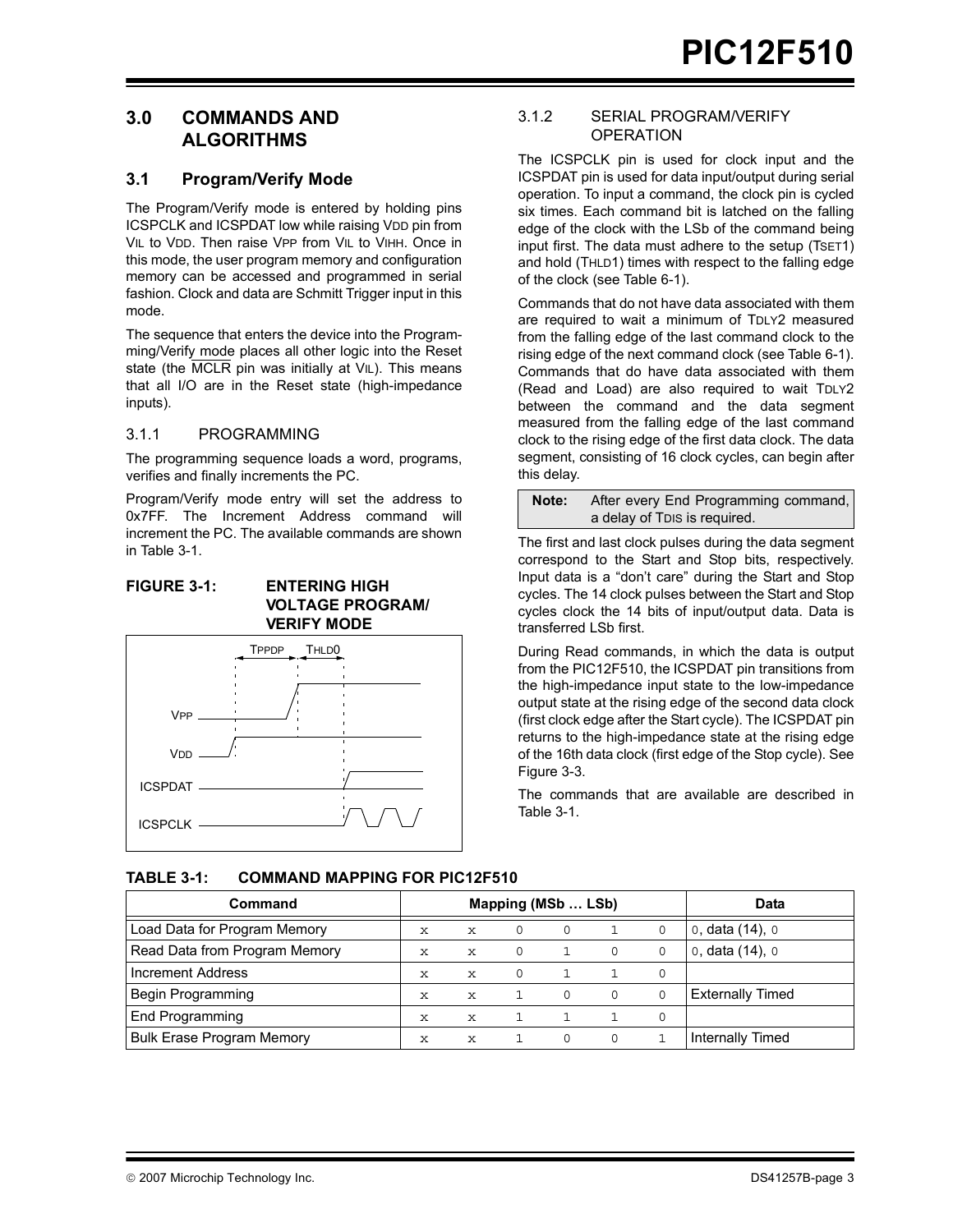## 3.0 COMMANDS AND ALGORITHMS

### 3.1 Program/Verify Mode

The Program/Verify mode is entered by holding pins ICSPCLK and ICSPDAT low while raising $V_{DD}$ pin from $V_{IL}$ to $V_{DD}$. Then raise $V_{PP}$ from $V_{IL}$ to $V_{IHH}$. Once in this mode, the user program memory and configuration memory can be accessed and programmed in serial fashion. Clock and data are Schmitt Trigger input in this mode.

The sequence that enters the device into the Programming/Verify mode places all other logic into the Reset state (the $\overline{MCLR}$ pin was initially at $V_{IL}$). This means that all I/O are in the Reset state (high-impedance inputs).

#### 3.1.1 PROGRAMMING

The programming sequence loads a word, programs, verifies and finally increments the PC.

Program/Verify mode entry will set the address to 0x7FF. The Increment Address command will increment the PC. The available commands are shown in Table 3-1.

**FIGURE 3-1: ENTERING HIGH VOLTAGE PROGRAM/VERIFY MODE**

#### 3.1.2 SERIAL PROGRAM/VERIFY OPERATION

The ICSPCLK pin is used for clock input and the ICSPDAT pin is used for data input/output during serial operation. To input a command, the clock pin is cycled six times. Each command bit is latched on the falling edge of the clock with the LSb of the command being input first. The data must adhere to the setup ($T_{SET1}$) and hold ($T_{HLD1}$) times with respect to the falling edge of the clock (see Table 6-1).

Commands that do not have data associated with them are required to wait a minimum of $T_{DLY2}$ measured from the falling edge of the last command clock to the rising edge of the next command clock (see Table 6-1). Commands that do have data associated with them (Read and Load) are also required to wait $T_{DLY2}$ between the command and the data segment measured from the falling edge of the last command clock to the rising edge of the first data clock. The data segment, consisting of 16 clock cycles, can begin after this delay.

> **Note:** After every End Programming command, a delay of $T_{DIS}$ is required.

The first and last clock pulses during the data segment correspond to the Start and Stop bits, respectively. Input data is a "don't care" during the Start and Stop cycles. The 14 clock pulses between the Start and Stop cycles clock the 14 bits of input/output data. Data is transferred LSb first.

During Read commands, in which the data is output from the PIC12F510, the ICSPDAT pin transitions from the high-impedance input state to the low-impedance output state at the rising edge of the second data clock (first clock edge after the Start cycle). The ICSPDAT pin returns to the high-impedance state at the rising edge of the 16th data clock (first edge of the Stop cycle). See Figure 3-3.

The commands that are available are described in Table 3-1.

**TABLE 3-1: COMMAND MAPPING FOR PIC12F510**

| Command | Mapping (MSb … LSb) | | | | | | Data |
|---|---|---|---|---|---|---|---|
| Load Data for Program Memory | x | x | 0 | 0 | 1 | 0 | 0, data (14), 0 |
| Read Data from Program Memory | x | x | 0 | 1 | 0 | 0 | 0, data (14), 0 |
| Increment Address | x | x | 0 | 1 | 1 | 0 | |
| Begin Programming | x | x | 1 | 0 | 0 | 0 | Externally Timed |
| End Programming | x | x | 1 | 1 | 1 | 0 | |
| Bulk Erase Program Memory | x | x | 1 | 0 | 0 | 1 | Internally Timed |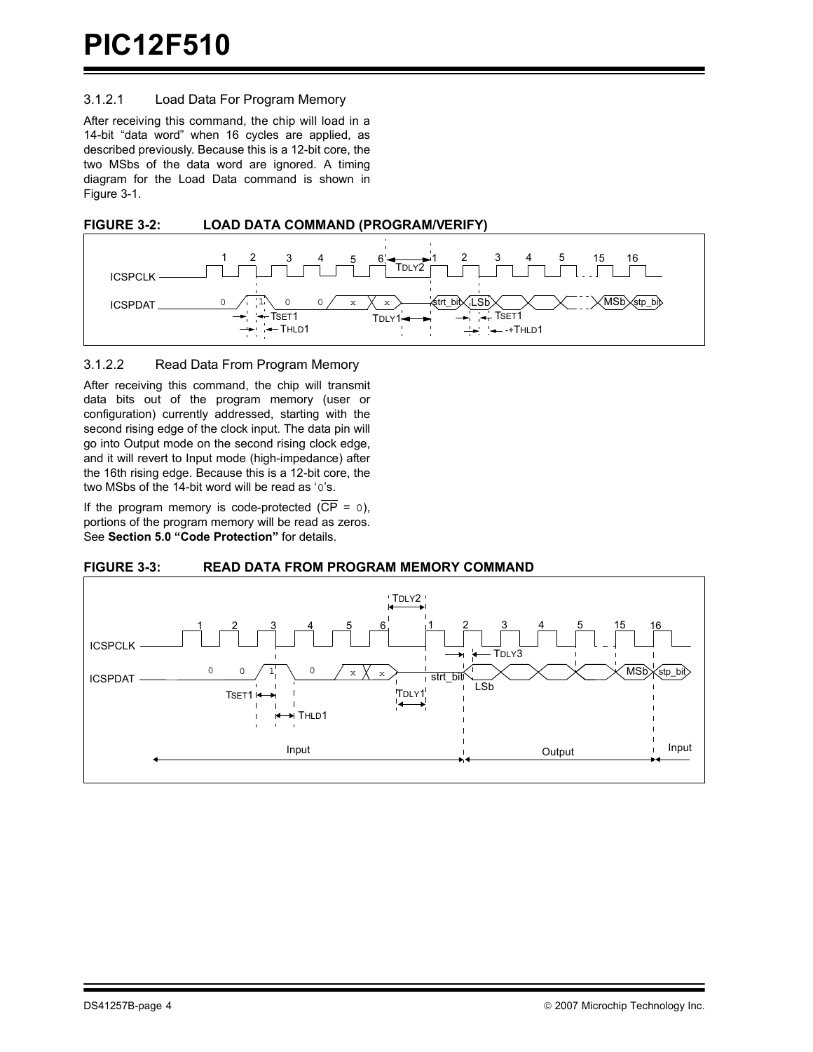#### 3.1.2.1 Load Data For Program Memory

After receiving this command, the chip will load in a 14-bit "data word" when 16 cycles are applied, as described previously. Because this is a 12-bit core, the two MSbs of the data word are ignored. A timing diagram for the Load Data command is shown in Figure 3-1.

**FIGURE 3-2: LOAD DATA COMMAND (PROGRAM/VERIFY)**

#### 3.1.2.2 Read Data From Program Memory

After receiving this command, the chip will transmit data bits out of the program memory (user or configuration) currently addressed, starting with the second rising edge of the clock input. The data pin will go into Output mode on the second rising clock edge, and it will revert to Input mode (high-impedance) after the 16th rising edge. Because this is a 12-bit core, the two MSbs of the 14-bit word will be read as '0's.

If the program memory is code-protected ($\overline{CP}$ = 0), portions of the program memory will be read as zeros. See **Section 5.0 "Code Protection"** for details.

**FIGURE 3-3: READ DATA FROM PROGRAM MEMORY COMMAND**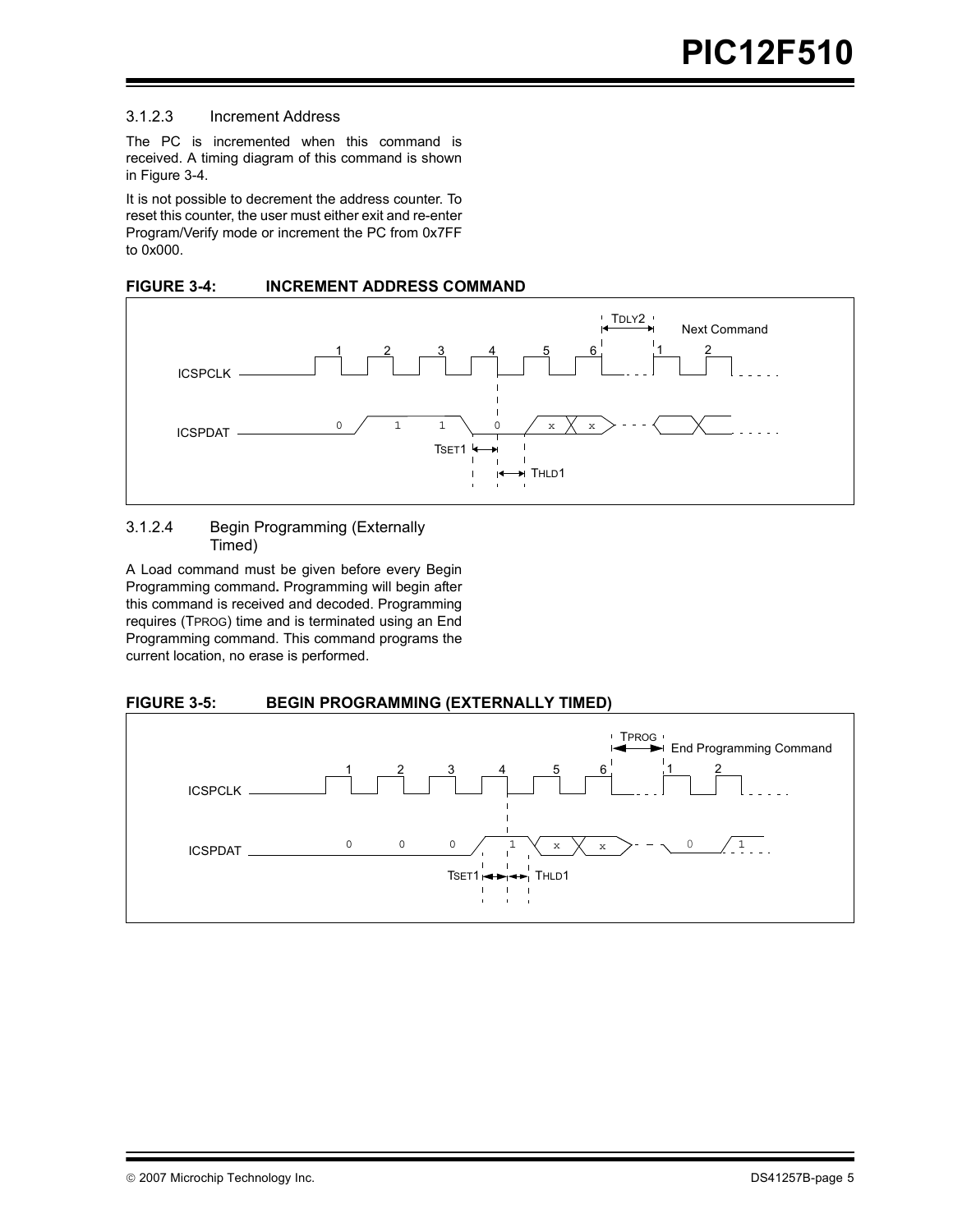#### 3.1.2.3 Increment Address

The PC is incremented when this command is received. A timing diagram of this command is shown in Figure 3-4.

It is not possible to decrement the address counter. To reset this counter, the user must either exit and re-enter Program/Verify mode or increment the PC from 0x7FF to 0x000.

**FIGURE 3-4: INCREMENT ADDRESS COMMAND**

#### 3.1.2.4 Begin Programming (Externally Timed)

A Load command must be given before every Begin Programming command. Programming will begin after this command is received and decoded. Programming requires (TPROG) time and is terminated using an End Programming command. This command programs the current location, no erase is performed.

**FIGURE 3-5: BEGIN PROGRAMMING (EXTERNALLY TIMED)**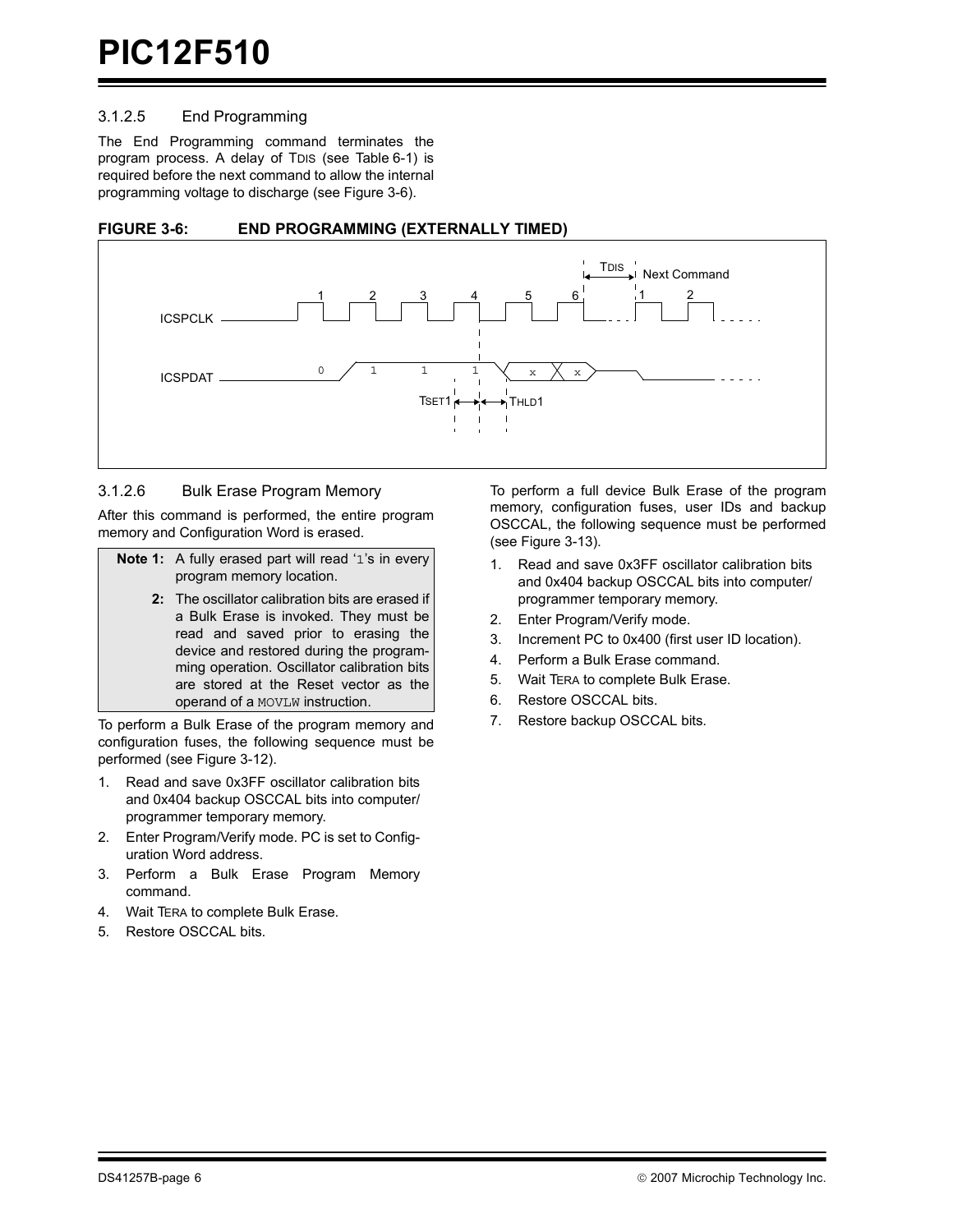### 3.1.2.5 End Programming

The End Programming command terminates the program process. A delay of $T_{DIS}$ (see Table 6-1) is required before the next command to allow the internal programming voltage to discharge (see Figure 3-6).

**FIGURE 3-6: END PROGRAMMING (EXTERNALLY TIMED)**

### 3.1.2.6 Bulk Erase Program Memory

After this command is performed, the entire program memory and Configuration Word is erased.

> **Note 1:** A fully erased part will read '1's in every program memory location.
>
> **2:** The oscillator calibration bits are erased if a Bulk Erase is invoked. They must be read and saved prior to erasing the device and restored during the programming operation. Oscillator calibration bits are stored at the Reset vector as the operand of a `MOVLW` instruction.

To perform a Bulk Erase of the program memory and configuration fuses, the following sequence must be performed (see Figure 3-12).

1. Read and save 0x3FF oscillator calibration bits and 0x404 backup OSCCAL bits into computer/ programmer temporary memory.
2. Enter Program/Verify mode. PC is set to Configuration Word address.
3. Perform a Bulk Erase Program Memory command.
4. Wait $T_{ERA}$ to complete Bulk Erase.
5. Restore OSCCAL bits.

To perform a full device Bulk Erase of the program memory, configuration fuses, user IDs and backup OSCCAL, the following sequence must be performed (see Figure 3-13).

1. Read and save 0x3FF oscillator calibration bits and 0x404 backup OSCCAL bits into computer/ programmer temporary memory.
2. Enter Program/Verify mode.
3. Increment PC to 0x400 (first user ID location).
4. Perform a Bulk Erase command.
5. Wait $T_{ERA}$ to complete Bulk Erase.
6. Restore OSCCAL bits.
7. Restore backup OSCCAL bits.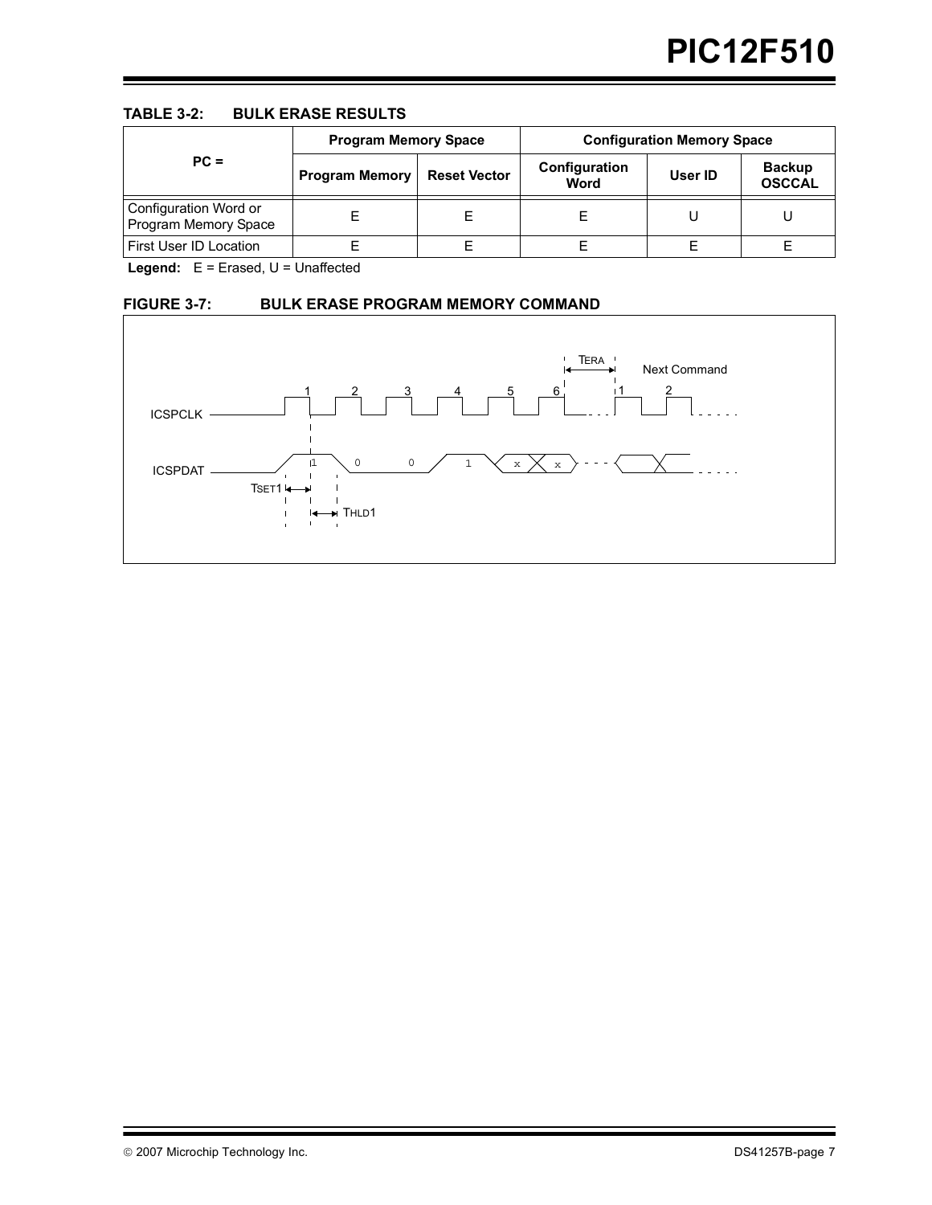**TABLE 3-2: BULK ERASE RESULTS**

| PC = | Program Memory Space | | Configuration Memory Space | | |
|---|---|---|---|---|---|
| | Program Memory | Reset Vector | Configuration Word | User ID | Backup OSCCAL |
| Configuration Word or Program Memory Space | E | E | E | U | U |
| First User ID Location | E | E | E | E | E |

**Legend:** E = Erased, U = Unaffected

**FIGURE 3-7: BULK ERASE PROGRAM MEMORY COMMAND**

ICSPCLK, ICSPDAT, 1 0 0 1 x x, TSET1, THLD1, TERA, Next Command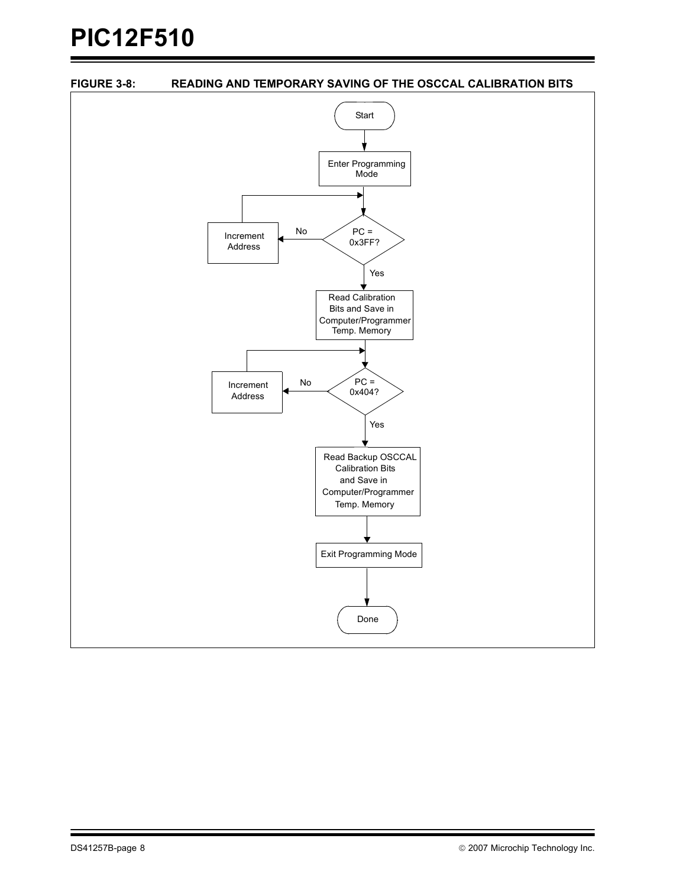**FIGURE 3-8: READING AND TEMPORARY SAVING OF THE OSCCAL CALIBRATION BITS**

Start

Enter Programming Mode

PC = 0x3FF?

No

Increment Address

Yes

Read Calibration Bits and Save in Computer/Programmer Temp. Memory

PC = 0x404?

No

Increment Address

Yes

Read Backup OSCCAL Calibration Bits and Save in Computer/Programmer Temp. Memory

Exit Programming Mode

Done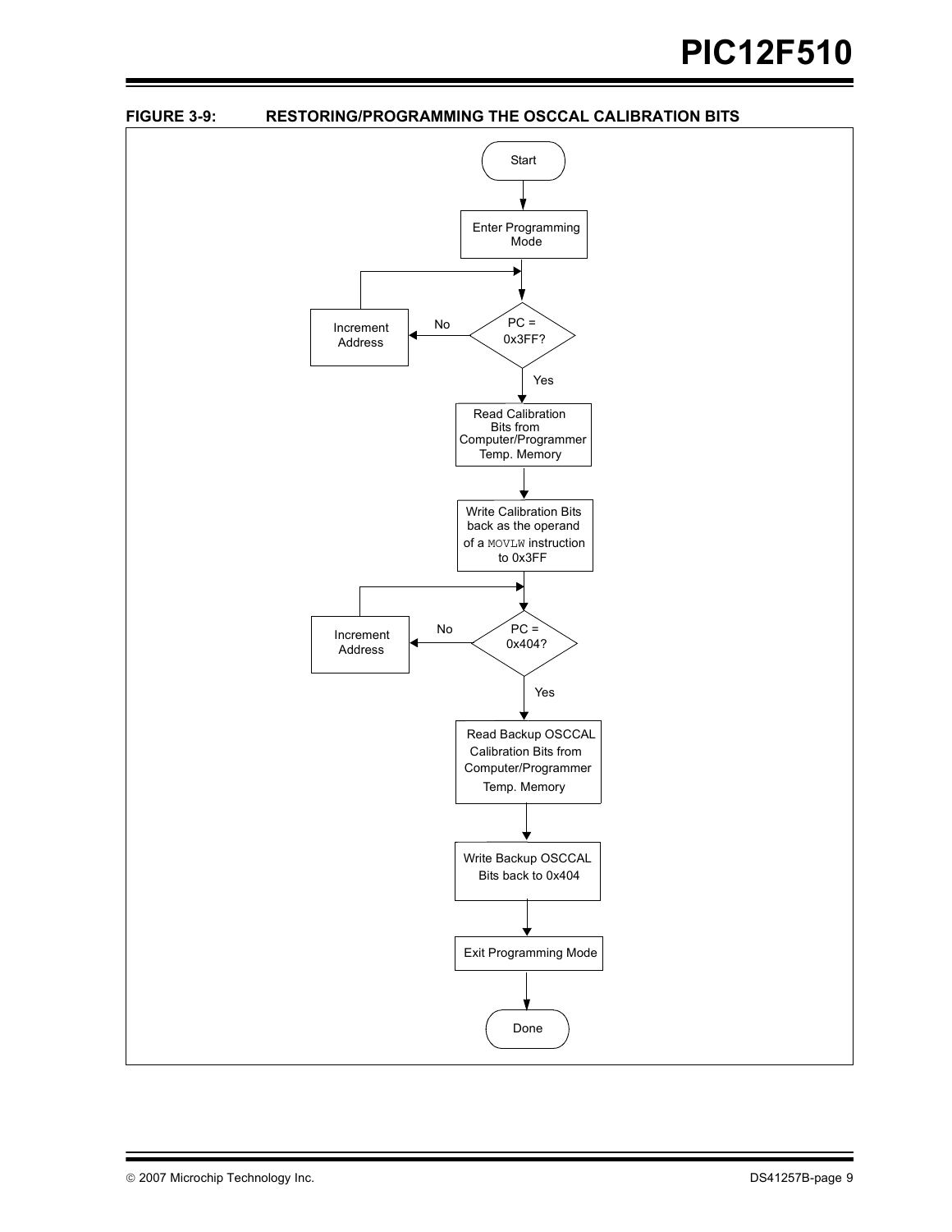**FIGURE 3-9: RESTORING/PROGRAMMING THE OSCCAL CALIBRATION BITS**

Start

Enter Programming Mode

PC = 0x3FF?

No

Increment Address

Yes

Read Calibration Bits from Computer/Programmer Temp. Memory

Write Calibration Bits back as the operand of a MOVLW instruction to 0x3FF

PC = 0x404?

No

Increment Address

Yes

Read Backup OSCCAL Calibration Bits from Computer/Programmer Temp. Memory

Write Backup OSCCAL Bits back to 0x404

Exit Programming Mode

Done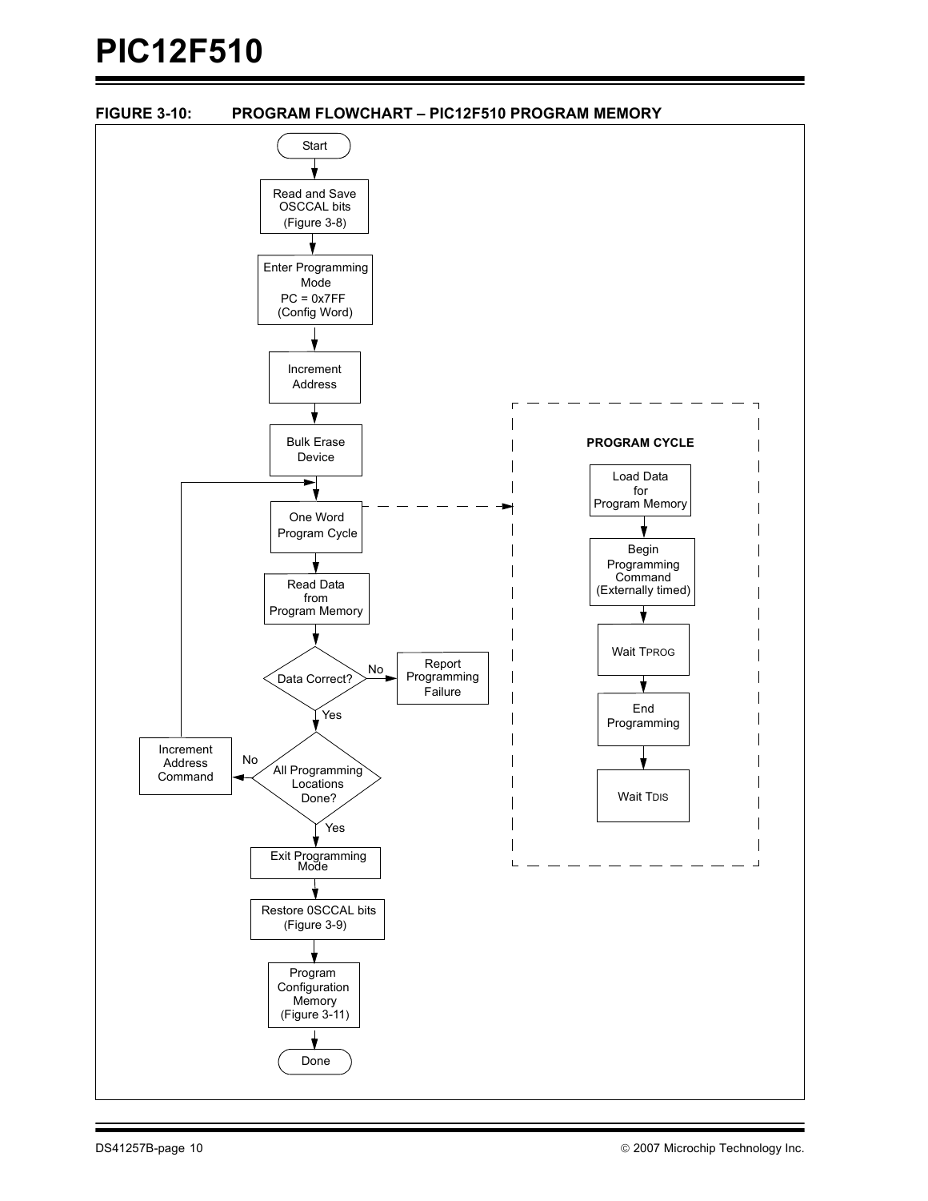**FIGURE 3-10: PROGRAM FLOWCHART – PIC12F510 PROGRAM MEMORY**

Start

Read and Save OSCCAL bits (Figure 3-8)

Enter Programming Mode PC = 0x7FF (Config Word)

Increment Address

Bulk Erase Device

One Word Program Cycle

Read Data from Program Memory

Data Correct? — No → Report Programming Failure

Yes

All Programming Locations Done? — No → Increment Address Command (→ One Word Program Cycle)

Yes

Exit Programming Mode

Restore 0SCCAL bits (Figure 3-9)

Program Configuration Memory (Figure 3-11)

Done

**PROGRAM CYCLE**

Load Data for Program Memory

Begin Programming Command (Externally timed)

Wait $T_{PROG}$

End Programming

Wait $T_{DIS}$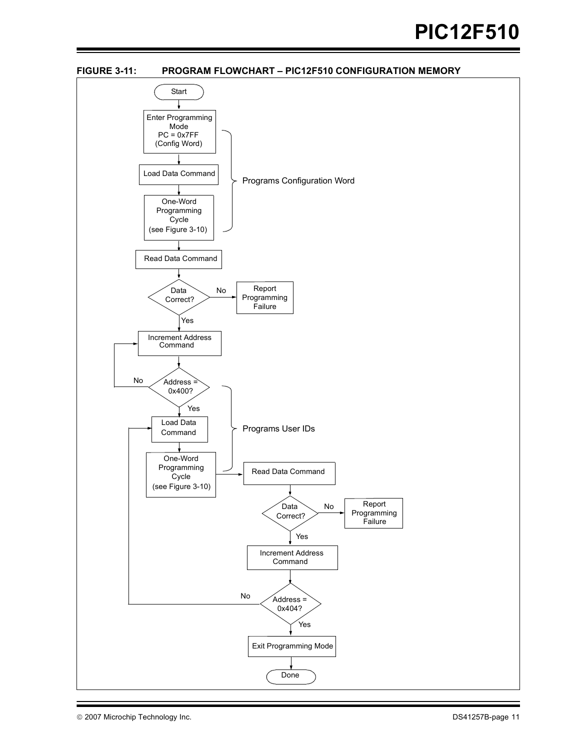**FIGURE 3-11: PROGRAM FLOWCHART – PIC12F510 CONFIGURATION MEMORY**

Start

Enter Programming Mode PC = 0x7FF (Config Word)

Load Data Command

One-Word Programming Cycle (see Figure 3-10)

Programs Configuration Word

Read Data Command

Data Correct? — No → Report Programming Failure

Yes

Increment Address Command

Address = 0x400? — No → (Increment Address Command)

Yes

Load Data Command

One-Word Programming Cycle (see Figure 3-10)

Programs User IDs

Read Data Command

Data Correct? — No → Report Programming Failure

Yes

Increment Address Command

Address = 0x404? — No → (Load Data Command)

Yes

Exit Programming Mode

Done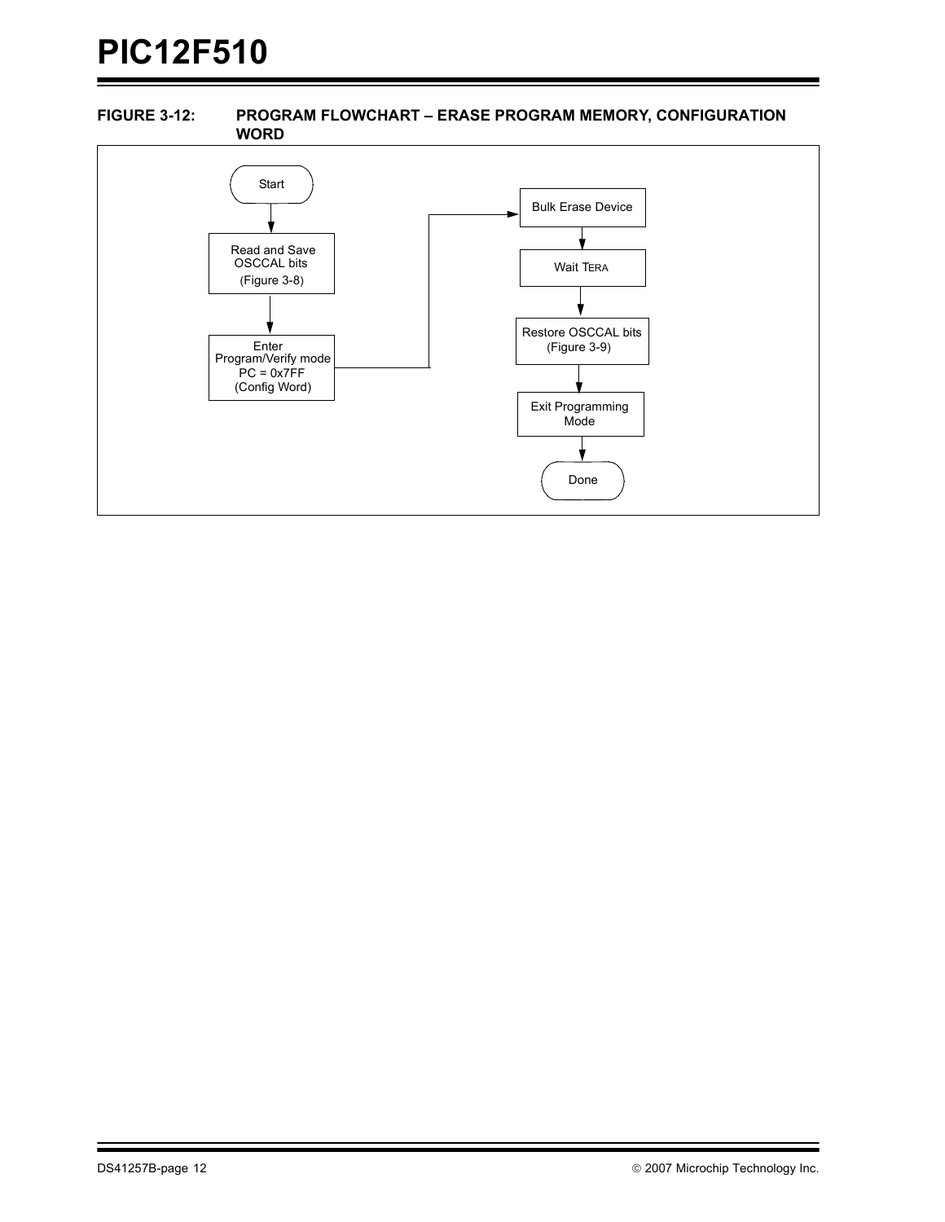**FIGURE 3-12: PROGRAM FLOWCHART – ERASE PROGRAM MEMORY, CONFIGURATION WORD**

Start

Read and Save OSCCAL bits (Figure 3-8)

Enter Program/Verify mode PC = 0x7FF (Config Word)

Bulk Erase Device

Wait $T_{ERA}$

Restore OSCCAL bits (Figure 3-9)

Exit Programming Mode

Done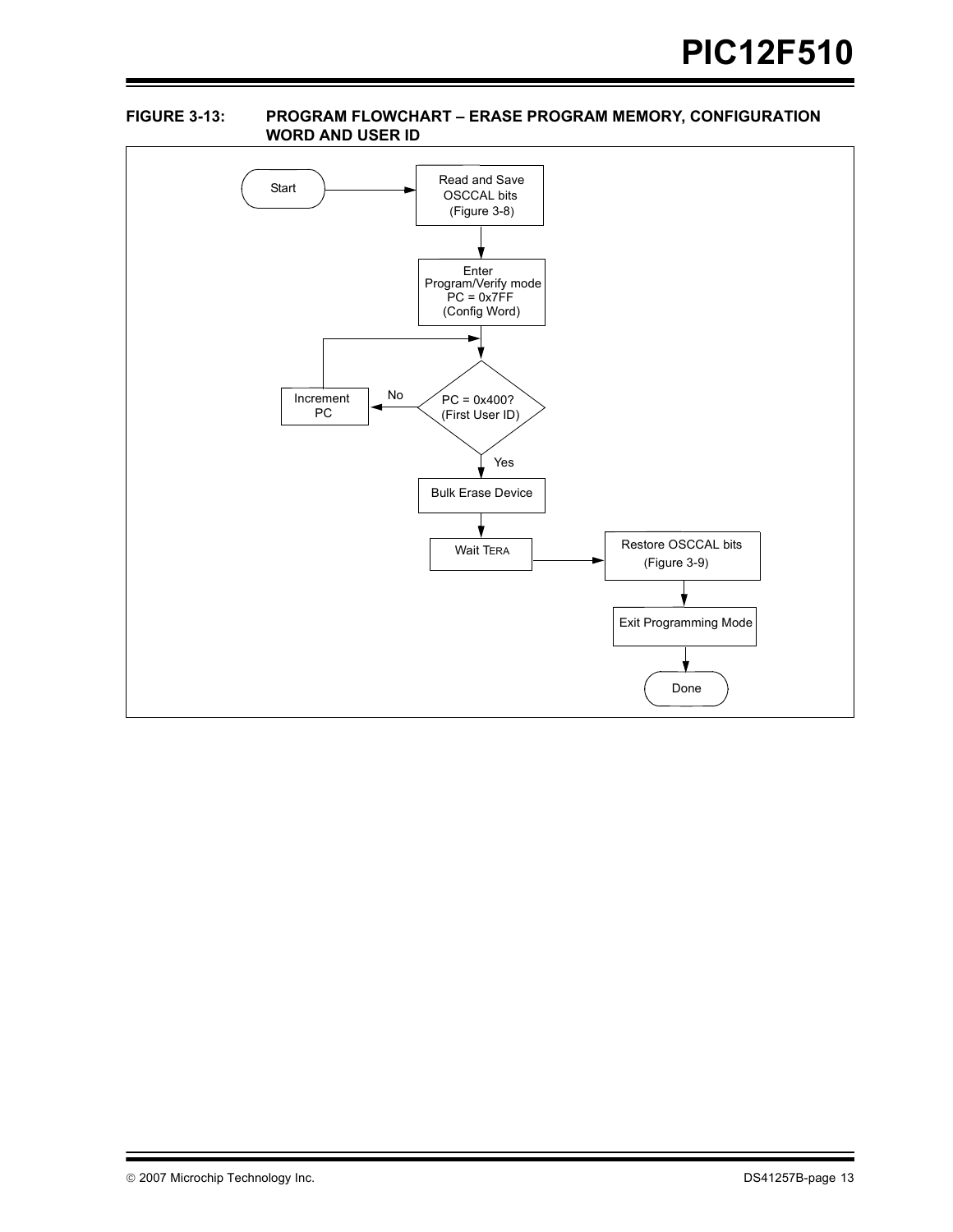**FIGURE 3-13: PROGRAM FLOWCHART – ERASE PROGRAM MEMORY, CONFIGURATION WORD AND USER ID**

Start

Read and Save OSCCAL bits (Figure 3-8)

Enter Program/Verify mode PC = 0x7FF (Config Word)

PC = 0x400? (First User ID)

No

Increment PC

Yes

Bulk Erase Device

Wait $T_{ERA}$

Restore OSCCAL bits (Figure 3-9)

Exit Programming Mode

Done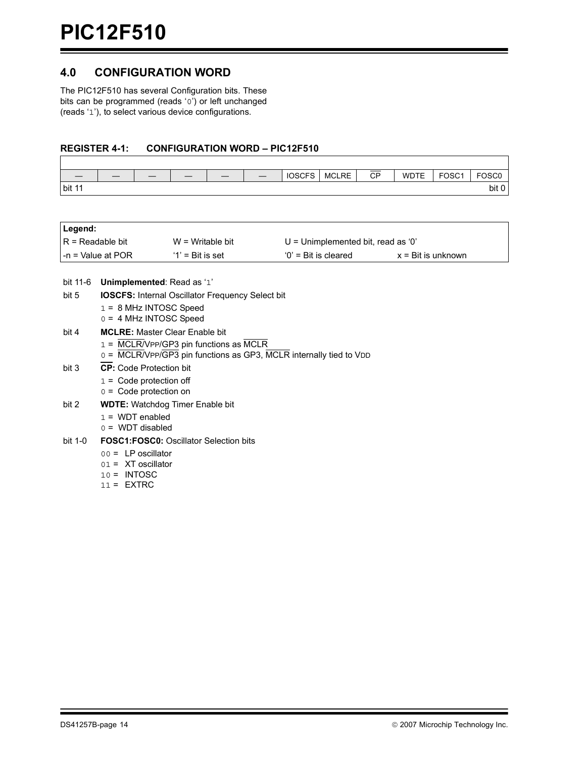## 4.0 CONFIGURATION WORD

The PIC12F510 has several Configuration bits. These bits can be programmed (reads '0') or left unchanged (reads '1'), to select various device configurations.

**REGISTER 4-1: CONFIGURATION WORD – PIC12F510**

| | | | | | | | | | | | |
|---|---|---|---|---|---|---|---|---|---|---|---|
| — | — | — | — | — | — | IOSCFS | MCLRE | $\overline{CP}$ | WDTE | FOSC1 | FOSC0 |
| bit 11 | | | | | | | | | | | bit 0 |

| Legend: | | | |
|---|---|---|---|
| R = Readable bit | W = Writable bit | U = Unimplemented bit, read as '0' | |
| -n = Value at POR | '1' = Bit is set | '0' = Bit is cleared | x = Bit is unknown |

bit 11-6 **Unimplemented**: Read as '1'

bit 5 **IOSCFS:** Internal Oscillator Frequency Select bit
- 1 = 8 MHz INTOSC Speed
- 0 = 4 MHz INTOSC Speed

bit 4 **MCLRE:** Master Clear Enable bit
- 1 = $\overline{MCLR}$/VPP/$\overline{GP3}$ pin functions as $\overline{MCLR}$
- 0 = $\overline{MCLR}$/VPP/$\overline{GP3}$ pin functions as GP3, $\overline{MCLR}$ internally tied to VDD

bit 3 **$\overline{CP}$:** Code Protection bit
- 1 = Code protection off
- 0 = Code protection on

bit 2 **WDTE:** Watchdog Timer Enable bit
- 1 = WDT enabled
- 0 = WDT disabled

bit 1-0 **FOSC1:FOSC0:** Oscillator Selection bits
- 00 = LP oscillator
- 01 = XT oscillator
- 10 = INTOSC
- 11 = EXTRC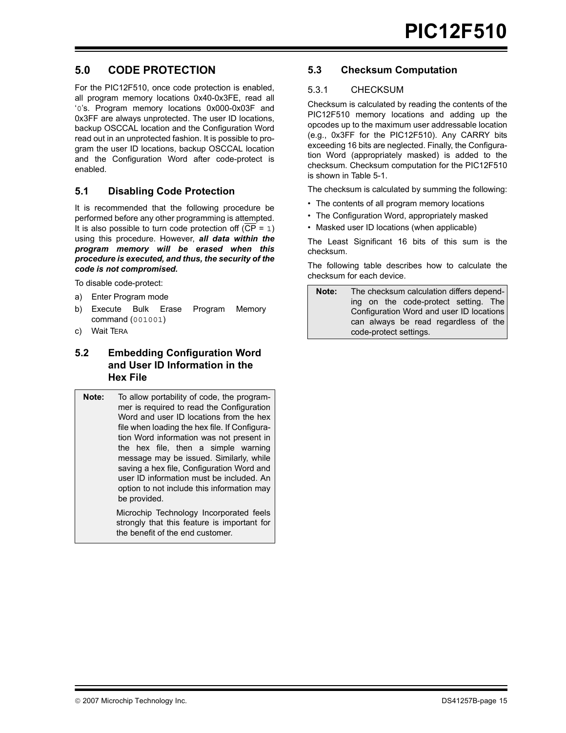## 5.0 CODE PROTECTION

For the PIC12F510, once code protection is enabled, all program memory locations 0x40-0x3FE, read all '0's. Program memory locations 0x000-0x03F and 0x3FF are always unprotected. The user ID locations, backup OSCCAL location and the Configuration Word read out in an unprotected fashion. It is possible to program the user ID locations, backup OSCCAL location and the Configuration Word after code-protect is enabled.

### 5.1 Disabling Code Protection

It is recommended that the following procedure be performed before any other programming is attempted. It is also possible to turn code protection off ($\overline{CP}$ = 1) using this procedure. However, ***all data within the program memory will be erased when this procedure is executed, and thus, the security of the code is not compromised.***

To disable code-protect:

a) Enter Program mode
b) Execute Bulk Erase Program Memory command (001001)
c) Wait TERA

### 5.2 Embedding Configuration Word and User ID Information in the Hex File

> **Note:** To allow portability of code, the programmer is required to read the Configuration Word and user ID locations from the hex file when loading the hex file. If Configuration Word information was not present in the hex file, then a simple warning message may be issued. Similarly, while saving a hex file, Configuration Word and user ID information must be included. An option to not include this information may be provided.
>
> Microchip Technology Incorporated feels strongly that this feature is important for the benefit of the end customer.

### 5.3 Checksum Computation

#### 5.3.1 CHECKSUM

Checksum is calculated by reading the contents of the PIC12F510 memory locations and adding up the opcodes up to the maximum user addressable location (e.g., 0x3FF for the PIC12F510). Any CARRY bits exceeding 16 bits are neglected. Finally, the Configuration Word (appropriately masked) is added to the checksum. Checksum computation for the PIC12F510 is shown in Table 5-1.

The checksum is calculated by summing the following:

- The contents of all program memory locations
- The Configuration Word, appropriately masked
- Masked user ID locations (when applicable)

The Least Significant 16 bits of this sum is the checksum.

The following table describes how to calculate the checksum for each device.

> **Note:** The checksum calculation differs depending on the code-protect setting. The Configuration Word and user ID locations can always be read regardless of the code-protect settings.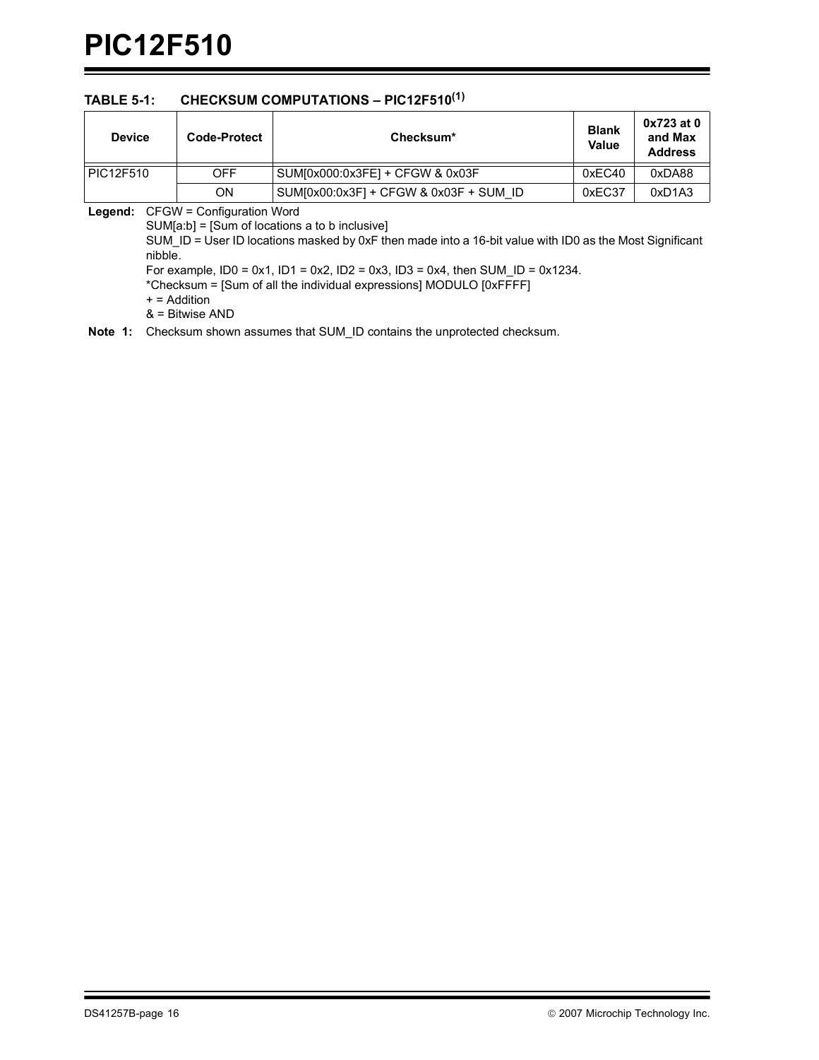## TABLE 5-1: CHECKSUM COMPUTATIONS – PIC12F510(1)

| Device | Code-Protect | Checksum* | Blank Value | 0x723 at 0 and Max Address |
|---|---|---|---|---|
| PIC12F510 | OFF | SUM[0x000:0x3FE] + CFGW & 0x03F | 0xEC40 | 0xDA88 |
| | ON | SUM[0x00:0x3F] + CFGW & 0x03F + SUM_ID | 0xEC37 | 0xD1A3 |

**Legend:** CFGW = Configuration Word
SUM[a:b] = [Sum of locations a to b inclusive]
SUM_ID = User ID locations masked by 0xF then made into a 16-bit value with ID0 as the Most Significant nibble.
For example, ID0 = 0x1, ID1 = 0x2, ID2 = 0x3, ID3 = 0x4, then SUM_ID = 0x1234.
*Checksum = [Sum of all the individual expressions] MODULO [0xFFFF]
+ = Addition
& = Bitwise AND

**Note 1:** Checksum shown assumes that SUM_ID contains the unprotected checksum.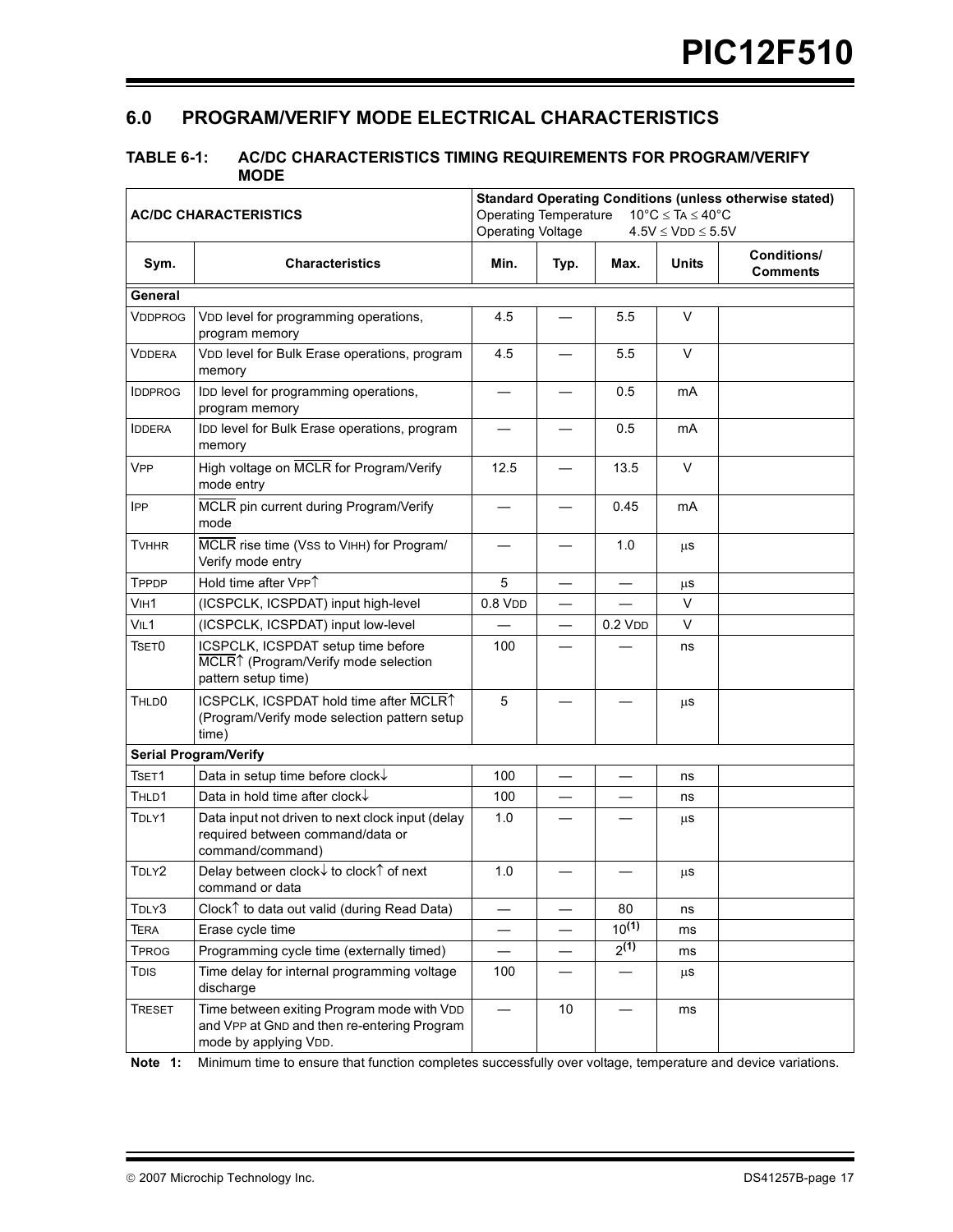## 6.0 PROGRAM/VERIFY MODE ELECTRICAL CHARACTERISTICS

### TABLE 6-1: AC/DC CHARACTERISTICS TIMING REQUIREMENTS FOR PROGRAM/VERIFY MODE

| AC/DC CHARACTERISTICS | | Standard Operating Conditions (unless otherwise stated)<br>Operating Temperature $10°C \le T_A \le 40°C$<br>Operating Voltage $4.5V \le V_{DD} \le 5.5V$ | | | | |
|---|---|---|---|---|---|---|
| **Sym.** | **Characteristics** | **Min.** | **Typ.** | **Max.** | **Units** | **Conditions/ Comments** |
| **General** | | | | | | |
| $V_{DDPROG}$ | $V_{DD}$ level for programming operations, program memory | 4.5 | — | 5.5 | V | |
| $V_{DDERA}$ | $V_{DD}$ level for Bulk Erase operations, program memory | 4.5 | — | 5.5 | V | |
| $I_{DDPROG}$ | $I_{DD}$ level for programming operations, program memory | — | — | 0.5 | mA | |
| $I_{DDERA}$ | $I_{DD}$ level for Bulk Erase operations, program memory | — | — | 0.5 | mA | |
| $V_{PP}$ | High voltage on $\overline{MCLR}$ for Program/Verify mode entry | 12.5 | — | 13.5 | V | |
| $I_{PP}$ | $\overline{MCLR}$ pin current during Program/Verify mode | — | — | 0.45 | mA | |
| $T_{VHHR}$ | $\overline{MCLR}$ rise time ($V_{SS}$ to $V_{IHH}$) for Program/ Verify mode entry | — | — | 1.0 | μs | |
| $T_{PPDP}$ | Hold time after $V_{PP}$↑ | 5 | — | — | μs | |
| $V_{IH1}$ | (ICSPCLK, ICSPDAT) input high-level | 0.8 $V_{DD}$ | — | — | V | |
| $V_{IL1}$ | (ICSPCLK, ICSPDAT) input low-level | — | — | 0.2 $V_{DD}$ | V | |
| $T_{SET0}$ | ICSPCLK, ICSPDAT setup time before $\overline{MCLR}$↑ (Program/Verify mode selection pattern setup time) | 100 | — | — | ns | |
| $T_{HLD0}$ | ICSPCLK, ICSPDAT hold time after $\overline{MCLR}$↑ (Program/Verify mode selection pattern setup time) | 5 | — | — | μs | |
| **Serial Program/Verify** | | | | | | |
| $T_{SET1}$ | Data in setup time before clock↓ | 100 | — | — | ns | |
| $T_{HLD1}$ | Data in hold time after clock↓ | 100 | — | — | ns | |
| $T_{DLY1}$ | Data input not driven to next clock input (delay required between command/data or command/command) | 1.0 | — | — | μs | |
| $T_{DLY2}$ | Delay between clock↓ to clock↑ of next command or data | 1.0 | — | — | μs | |
| $T_{DLY3}$ | Clock↑ to data out valid (during Read Data) | — | — | 80 | ns | |
| $T_{ERA}$ | Erase cycle time | — | — | 10(1) | ms | |
| $T_{PROG}$ | Programming cycle time (externally timed) | — | — | 2(1) | ms | |
| $T_{DIS}$ | Time delay for internal programming voltage discharge | 100 | — | — | μs | |
| $T_{RESET}$ | Time between exiting Program mode with $V_{DD}$ and $V_{PP}$ at GND and then re-entering Program mode by applying $V_{DD}$. | — | 10 | — | ms | |

**Note 1:** Minimum time to ensure that function completes successfully over voltage, temperature and device variations.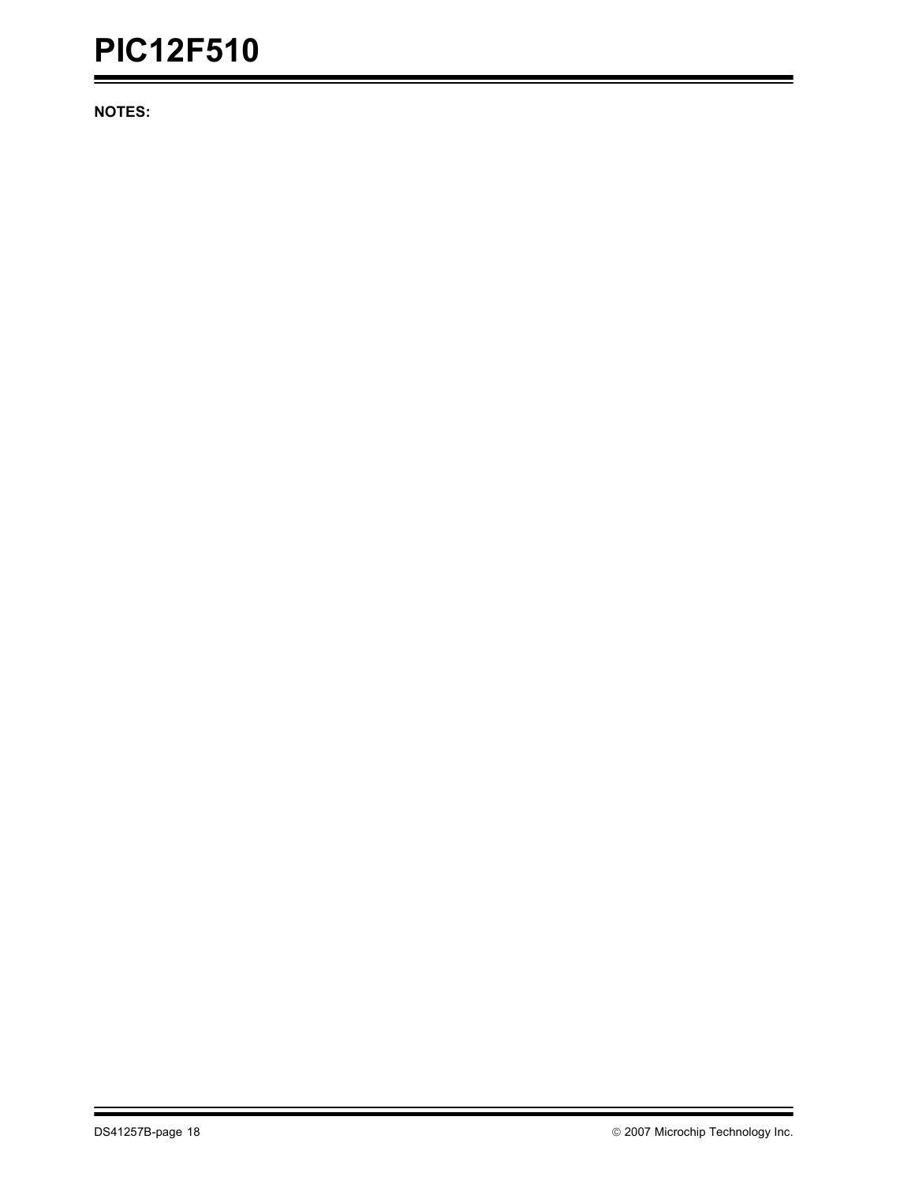**NOTES:**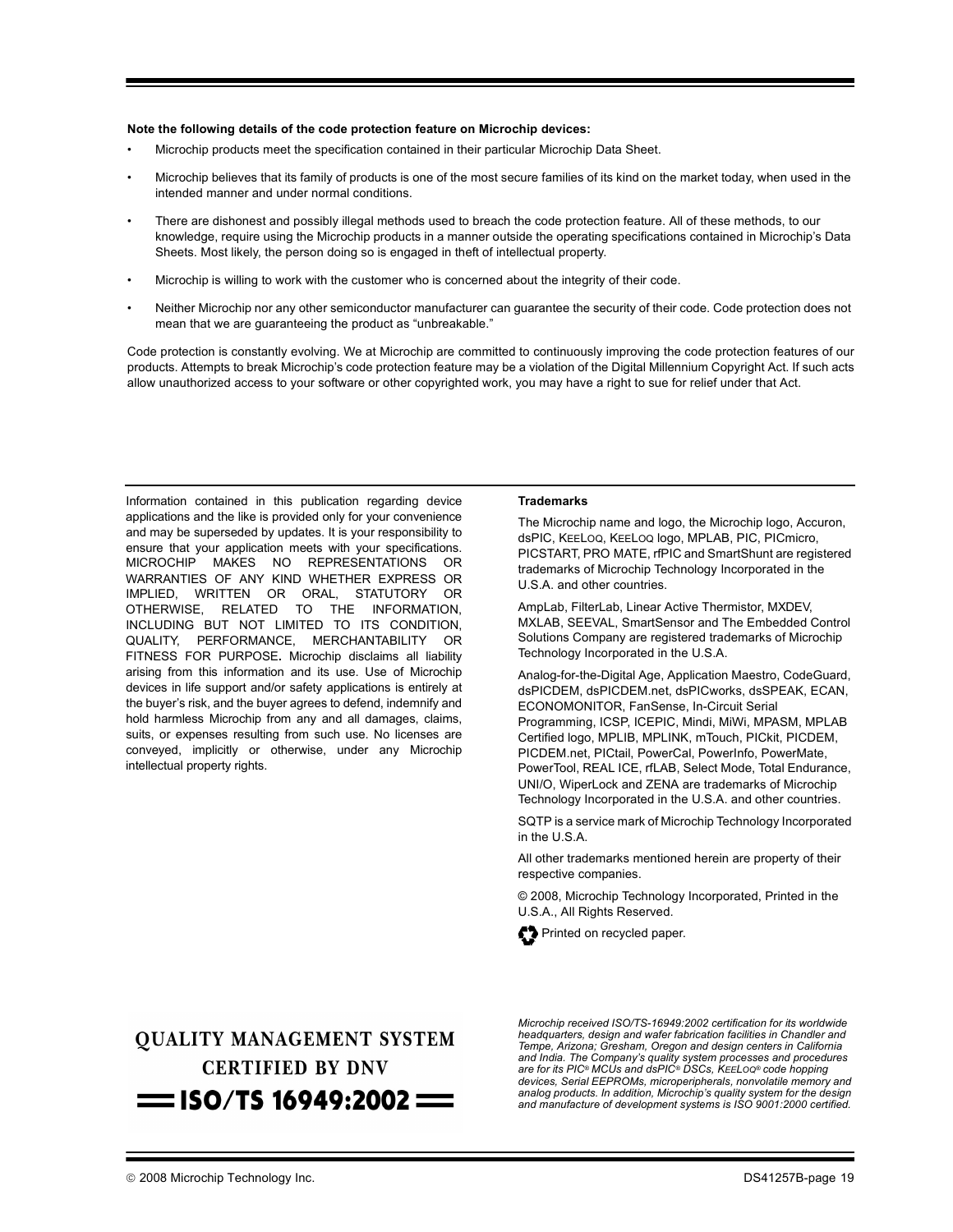**Note the following details of the code protection feature on Microchip devices:**

- Microchip products meet the specification contained in their particular Microchip Data Sheet.
- Microchip believes that its family of products is one of the most secure families of its kind on the market today, when used in the intended manner and under normal conditions.
- There are dishonest and possibly illegal methods used to breach the code protection feature. All of these methods, to our knowledge, require using the Microchip products in a manner outside the operating specifications contained in Microchip's Data Sheets. Most likely, the person doing so is engaged in theft of intellectual property.
- Microchip is willing to work with the customer who is concerned about the integrity of their code.
- Neither Microchip nor any other semiconductor manufacturer can guarantee the security of their code. Code protection does not mean that we are guaranteeing the product as "unbreakable."

Code protection is constantly evolving. We at Microchip are committed to continuously improving the code protection features of our products. Attempts to break Microchip's code protection feature may be a violation of the Digital Millennium Copyright Act. If such acts allow unauthorized access to your software or other copyrighted work, you may have a right to sue for relief under that Act.

Information contained in this publication regarding device applications and the like is provided only for your convenience and may be superseded by updates. It is your responsibility to ensure that your application meets with your specifications. MICROCHIP MAKES NO REPRESENTATIONS OR WARRANTIES OF ANY KIND WHETHER EXPRESS OR IMPLIED, WRITTEN OR ORAL, STATUTORY OR OTHERWISE, RELATED TO THE INFORMATION, INCLUDING BUT NOT LIMITED TO ITS CONDITION, QUALITY, PERFORMANCE, MERCHANTABILITY OR FITNESS FOR PURPOSE**.** Microchip disclaims all liability arising from this information and its use. Use of Microchip devices in life support and/or safety applications is entirely at the buyer's risk, and the buyer agrees to defend, indemnify and hold harmless Microchip from any and all damages, claims, suits, or expenses resulting from such use. No licenses are conveyed, implicitly or otherwise, under any Microchip intellectual property rights.

**Trademarks**

The Microchip name and logo, the Microchip logo, Accuron, dsPIC, KEELOQ, KEELOQ logo, MPLAB, PIC, PICmicro, PICSTART, PRO MATE, rfPIC and SmartShunt are registered trademarks of Microchip Technology Incorporated in the U.S.A. and other countries.

AmpLab, FilterLab, Linear Active Thermistor, MXDEV, MXLAB, SEEVAL, SmartSensor and The Embedded Control Solutions Company are registered trademarks of Microchip Technology Incorporated in the U.S.A.

Analog-for-the-Digital Age, Application Maestro, CodeGuard, dsPICDEM, dsPICDEM.net, dsPICworks, dsSPEAK, ECAN, ECONOMONITOR, FanSense, In-Circuit Serial Programming, ICSP, ICEPIC, Mindi, MiWi, MPASM, MPLAB Certified logo, MPLIB, MPLINK, mTouch, PICkit, PICDEM, PICDEM.net, PICtail, PowerCal, PowerInfo, PowerMate, PowerTool, REAL ICE, rfLAB, Select Mode, Total Endurance, UNI/O, WiperLock and ZENA are trademarks of Microchip Technology Incorporated in the U.S.A. and other countries.

SQTP is a service mark of Microchip Technology Incorporated in the U.S.A.

All other trademarks mentioned herein are property of their respective companies.

© 2008, Microchip Technology Incorporated, Printed in the U.S.A., All Rights Reserved.

Printed on recycled paper.

**QUALITY MANAGEMENT SYSTEM CERTIFIED BY DNV**
**ISO/TS 16949:2002**

*Microchip received ISO/TS-16949:2002 certification for its worldwide headquarters, design and wafer fabrication facilities in Chandler and Tempe, Arizona; Gresham, Oregon and design centers in California and India. The Company's quality system processes and procedures are for its PIC® MCUs and dsPIC® DSCs, KEELOQ® code hopping devices, Serial EEPROMs, microperipherals, nonvolatile memory and analog products. In addition, Microchip's quality system for the design and manufacture of development systems is ISO 9001:2000 certified.*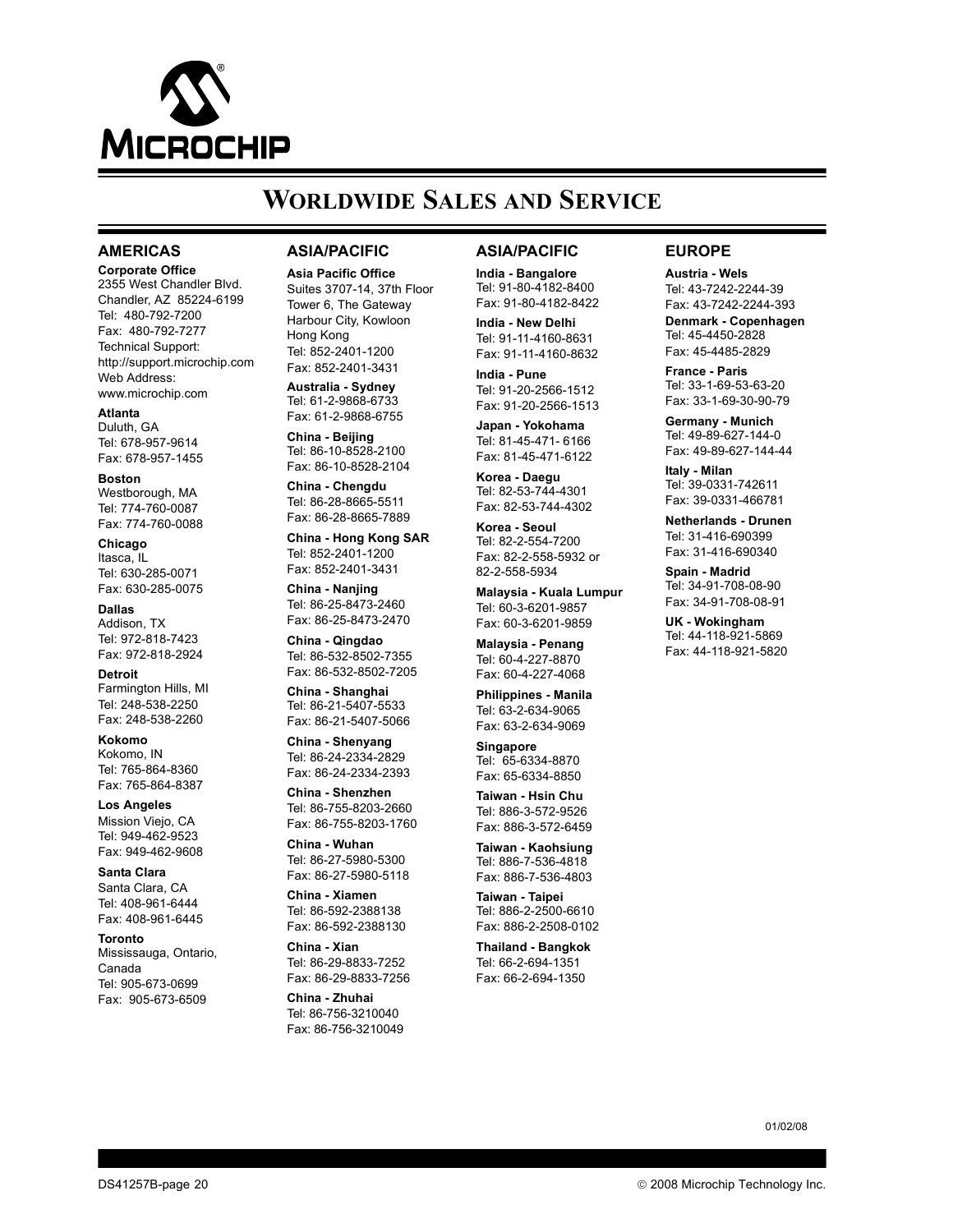# WORLDWIDE SALES AND SERVICE

## AMERICAS

**Corporate Office**
2355 West Chandler Blvd.
Chandler, AZ 85224-6199
Tel: 480-792-7200
Fax: 480-792-7277
Technical Support:
http://support.microchip.com
Web Address:
www.microchip.com

**Atlanta**
Duluth, GA
Tel: 678-957-9614
Fax: 678-957-1455

**Boston**
Westborough, MA
Tel: 774-760-0087
Fax: 774-760-0088

**Chicago**
Itasca, IL
Tel: 630-285-0071
Fax: 630-285-0075

**Dallas**
Addison, TX
Tel: 972-818-7423
Fax: 972-818-2924

**Detroit**
Farmington Hills, MI
Tel: 248-538-2250
Fax: 248-538-2260

**Kokomo**
Kokomo, IN
Tel: 765-864-8360
Fax: 765-864-8387

**Los Angeles**
Mission Viejo, CA
Tel: 949-462-9523
Fax: 949-462-9608

**Santa Clara**
Santa Clara, CA
Tel: 408-961-6444
Fax: 408-961-6445

**Toronto**
Mississauga, Ontario,
Canada
Tel: 905-673-0699
Fax: 905-673-6509

## ASIA/PACIFIC

**Asia Pacific Office**
Suites 3707-14, 37th Floor
Tower 6, The Gateway
Harbour City, Kowloon
Hong Kong
Tel: 852-2401-1200
Fax: 852-2401-3431

**Australia - Sydney**
Tel: 61-2-9868-6733
Fax: 61-2-9868-6755

**China - Beijing**
Tel: 86-10-8528-2100
Fax: 86-10-8528-2104

**China - Chengdu**
Tel: 86-28-8665-5511
Fax: 86-28-8665-7889

**China - Hong Kong SAR**
Tel: 852-2401-1200
Fax: 852-2401-3431

**China - Nanjing**
Tel: 86-25-8473-2460
Fax: 86-25-8473-2470

**China - Qingdao**
Tel: 86-532-8502-7355
Fax: 86-532-8502-7205

**China - Shanghai**
Tel: 86-21-5407-5533
Fax: 86-21-5407-5066

**China - Shenyang**
Tel: 86-24-2334-2829
Fax: 86-24-2334-2393

**China - Shenzhen**
Tel: 86-755-8203-2660
Fax: 86-755-8203-1760

**China - Wuhan**
Tel: 86-27-5980-5300
Fax: 86-27-5980-5118

**China - Xiamen**
Tel: 86-592-2388138
Fax: 86-592-2388130

**China - Xian**
Tel: 86-29-8833-7252
Fax: 86-29-8833-7256

**China - Zhuhai**
Tel: 86-756-3210040
Fax: 86-756-3210049

## ASIA/PACIFIC

**India - Bangalore**
Tel: 91-80-4182-8400
Fax: 91-80-4182-8422

**India - New Delhi**
Tel: 91-11-4160-8631
Fax: 91-11-4160-8632

**India - Pune**
Tel: 91-20-2566-1512
Fax: 91-20-2566-1513

**Japan - Yokohama**
Tel: 81-45-471- 6166
Fax: 81-45-471-6122

**Korea - Daegu**
Tel: 82-53-744-4301
Fax: 82-53-744-4302

**Korea - Seoul**
Tel: 82-2-554-7200
Fax: 82-2-558-5932 or
82-2-558-5934

**Malaysia - Kuala Lumpur**
Tel: 60-3-6201-9857
Fax: 60-3-6201-9859

**Malaysia - Penang**
Tel: 60-4-227-8870
Fax: 60-4-227-4068

**Philippines - Manila**
Tel: 63-2-634-9065
Fax: 63-2-634-9069

**Singapore**
Tel: 65-6334-8870
Fax: 65-6334-8850

**Taiwan - Hsin Chu**
Tel: 886-3-572-9526
Fax: 886-3-572-6459

**Taiwan - Kaohsiung**
Tel: 886-7-536-4818
Fax: 886-7-536-4803

**Taiwan - Taipei**
Tel: 886-2-2500-6610
Fax: 886-2-2508-0102

**Thailand - Bangkok**
Tel: 66-2-694-1351
Fax: 66-2-694-1350

## EUROPE

**Austria - Wels**
Tel: 43-7242-2244-39
Fax: 43-7242-2244-393

**Denmark - Copenhagen**
Tel: 45-4450-2828
Fax: 45-4485-2829

**France - Paris**
Tel: 33-1-69-53-63-20
Fax: 33-1-69-30-90-79

**Germany - Munich**
Tel: 49-89-627-144-0
Fax: 49-89-627-144-44

**Italy - Milan**
Tel: 39-0331-742611
Fax: 39-0331-466781

**Netherlands - Drunen**
Tel: 31-416-690399
Fax: 31-416-690340

**Spain - Madrid**
Tel: 34-91-708-08-90
Fax: 34-91-708-08-91

**UK - Wokingham**
Tel: 44-118-921-5869
Fax: 44-118-921-5820

01/02/08